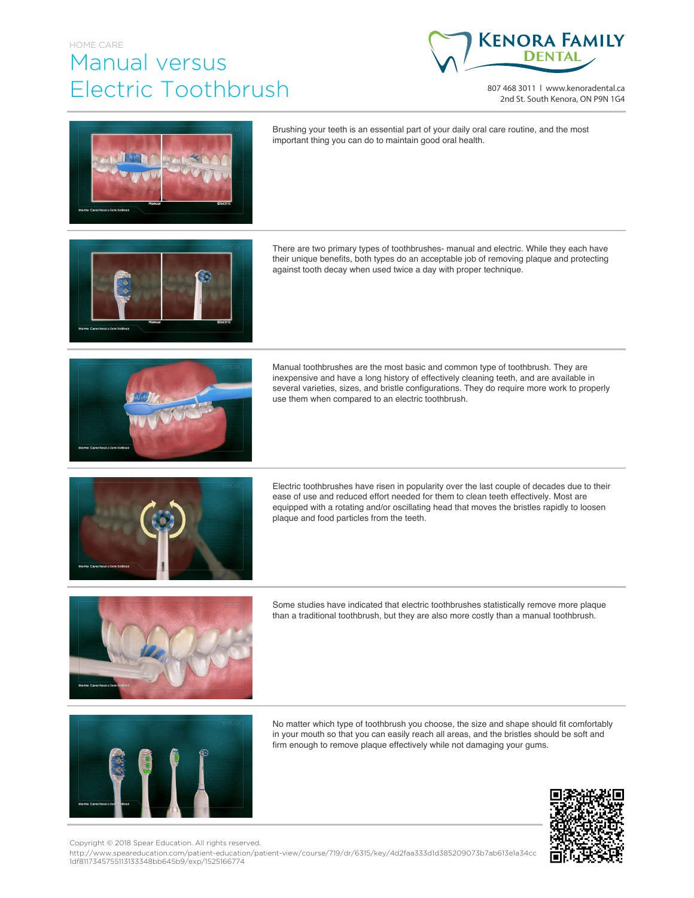HOME CARE

# Manual versus Electric Toothbrush

KENORA FAMILY DENTAL

807 468 3011 | www.kenoradental.ca
2nd St. South Kenora, ON P9N 1G4

Brushing your teeth is an essential part of your daily oral care routine, and the most important thing you can do to maintain good oral health.

There are two primary types of toothbrushes- manual and electric. While they each have their unique benefits, both types do an acceptable job of removing plaque and protecting against tooth decay when used twice a day with proper technique.

Manual toothbrushes are the most basic and common type of toothbrush. They are inexpensive and have a long history of effectively cleaning teeth, and are available in several varieties, sizes, and bristle configurations. They do require more work to properly use them when compared to an electric toothbrush.

Electric toothbrushes have risen in popularity over the last couple of decades due to their ease of use and reduced effort needed for them to clean teeth effectively. Most are equipped with a rotating and/or oscillating head that moves the bristles rapidly to loosen plaque and food particles from the teeth.

Some studies have indicated that electric toothbrushes statistically remove more plaque than a traditional toothbrush, but they are also more costly than a manual toothbrush.

No matter which type of toothbrush you choose, the size and shape should fit comfortably in your mouth so that you can easily reach all areas, and the bristles should be soft and firm enough to remove plaque effectively while not damaging your gums.

Copyright © 2018 Spear Education. All rights reserved.
http://www.speareducation.com/patient-education/patient-view/course/719/dr/6315/key/4d2faa333d1d385209073b7ab613e1a34cc1df811734575511313 3348bb645b9/exp/1525166774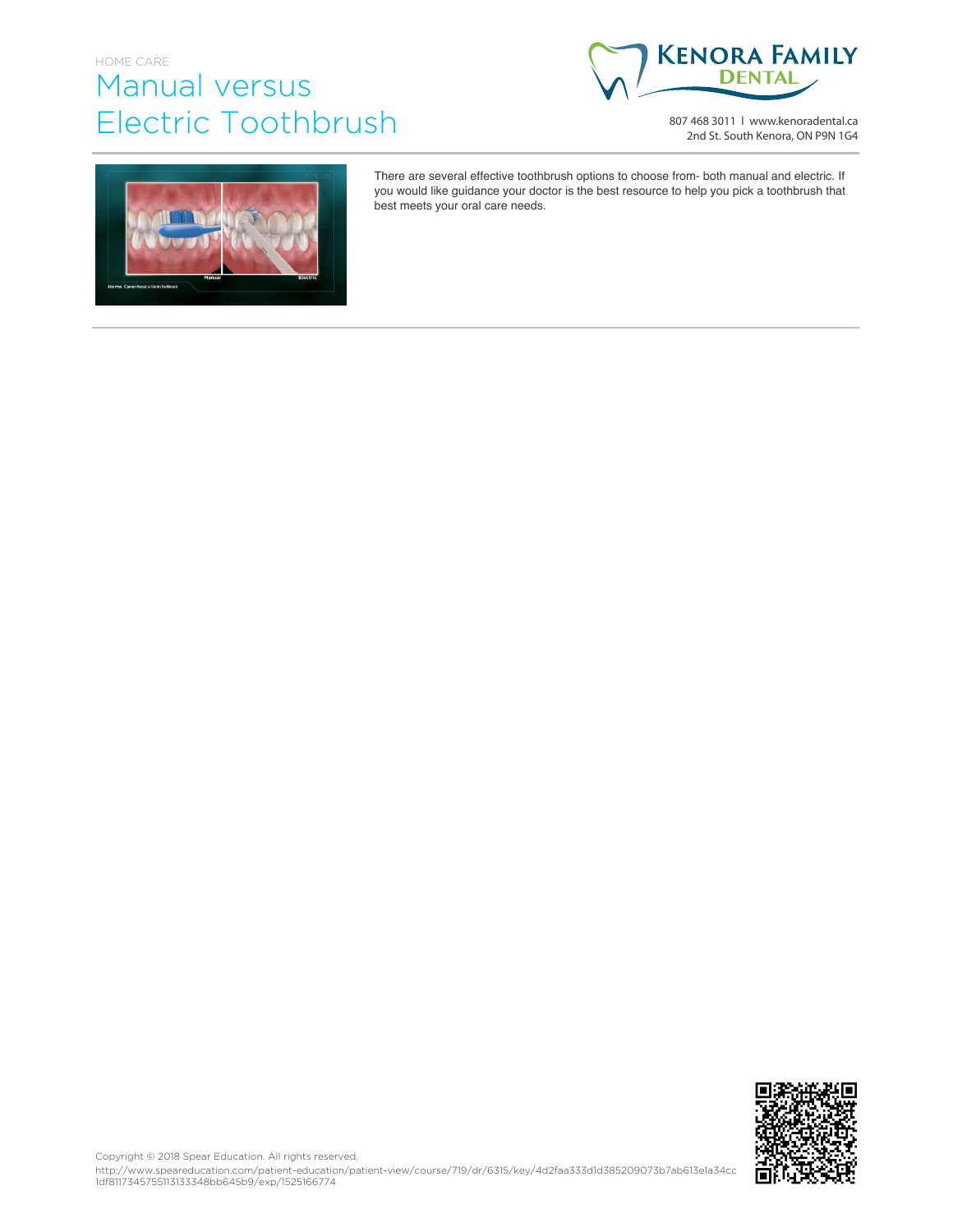HOME CARE

# Manual versus Electric Toothbrush

KENORA FAMILY DENTAL

807 468 3011 | www.kenoradental.ca
2nd St. South Kenora, ON P9N 1G4

There are several effective toothbrush options to choose from- both manual and electric. If you would like guidance your doctor is the best resource to help you pick a toothbrush that best meets your oral care needs.

Copyright © 2018 Spear Education. All rights reserved.
http://www.speareducation.com/patient-education/patient-view/course/719/dr/6315/key/4d2faa333d1d385209073b7ab613e1a34cc1df811734575513133348bb645b9/exp/1525166774